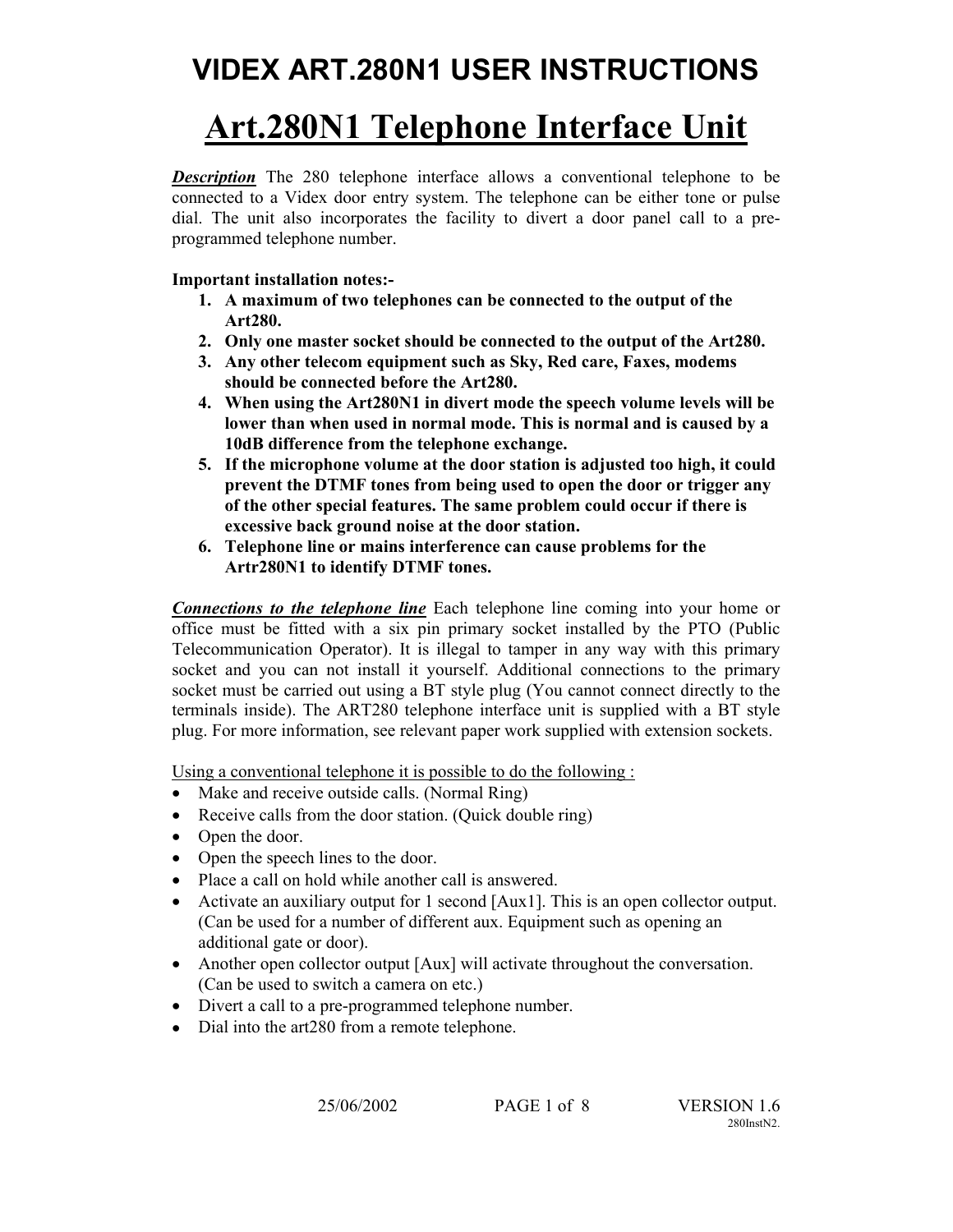# VIDEX ART.280N1 USER INSTRUCTIONS

## Art.280N1 Telephone Interface Unit

***Description*** The 280 telephone interface allows a conventional telephone to be connected to a Videx door entry system. The telephone can be either tone or pulse dial. The unit also incorporates the facility to divert a door panel call to a pre-programmed telephone number.

**Important installation notes:-**

1. **A maximum of two telephones can be connected to the output of the Art280.**
2. **Only one master socket should be connected to the output of the Art280.**
3. **Any other telecom equipment such as Sky, Red care, Faxes, modems should be connected before the Art280.**
4. **When using the Art280N1 in divert mode the speech volume levels will be lower than when used in normal mode. This is normal and is caused by a 10dB difference from the telephone exchange.**
5. **If the microphone volume at the door station is adjusted too high, it could prevent the DTMF tones from being used to open the door or trigger any of the other special features. The same problem could occur if there is excessive back ground noise at the door station.**
6. **Telephone line or mains interference can cause problems for the Artr280N1 to identify DTMF tones.**

***Connections to the telephone line*** Each telephone line coming into your home or office must be fitted with a six pin primary socket installed by the PTO (Public Telecommunication Operator). It is illegal to tamper in any way with this primary socket and you can not install it yourself. Additional connections to the primary socket must be carried out using a BT style plug (You cannot connect directly to the terminals inside). The ART280 telephone interface unit is supplied with a BT style plug. For more information, see relevant paper work supplied with extension sockets.

Using a conventional telephone it is possible to do the following :

- Make and receive outside calls. (Normal Ring)
- Receive calls from the door station. (Quick double ring)
- Open the door.
- Open the speech lines to the door.
- Place a call on hold while another call is answered.
- Activate an auxiliary output for 1 second [Aux1]. This is an open collector output. (Can be used for a number of different aux. Equipment such as opening an additional gate or door).
- Another open collector output [Aux] will activate throughout the conversation. (Can be used to switch a camera on etc.)
- Divert a call to a pre-programmed telephone number.
- Dial into the art280 from a remote telephone.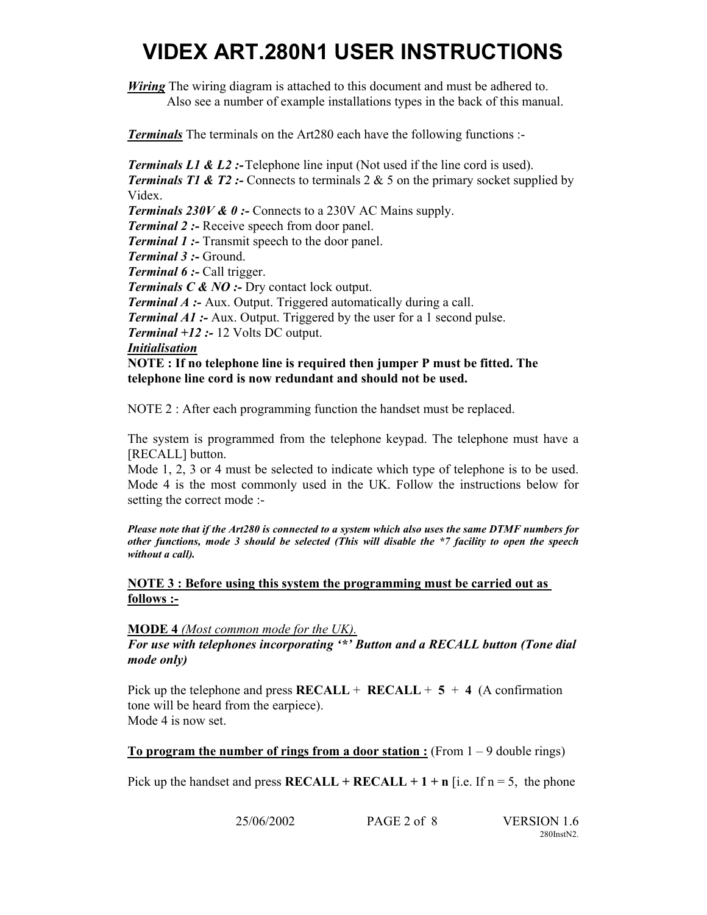# VIDEX ART.280N1 USER INSTRUCTIONS

***Wiring*** The wiring diagram is attached to this document and must be adhered to. Also see a number of example installations types in the back of this manual.

***Terminals*** The terminals on the Art280 each have the following functions :-

***Terminals L1 & L2 :-*** Telephone line input (Not used if the line cord is used).
***Terminals T1 & T2 :-*** Connects to terminals 2 & 5 on the primary socket supplied by Videx.
***Terminals 230V & 0 :-*** Connects to a 230V AC Mains supply.
***Terminal 2 :-*** Receive speech from door panel.
***Terminal 1 :-*** Transmit speech to the door panel.
***Terminal 3 :-*** Ground.
***Terminal 6 :-*** Call trigger.
***Terminals C & NO :-*** Dry contact lock output.
***Terminal A :-*** Aux. Output. Triggered automatically during a call.
***Terminal A1 :-*** Aux. Output. Triggered by the user for a 1 second pulse.
***Terminal +12 :-*** 12 Volts DC output.

***Initialisation***

**NOTE : If no telephone line is required then jumper P must be fitted. The telephone line cord is now redundant and should not be used.**

NOTE 2 : After each programming function the handset must be replaced.

The system is programmed from the telephone keypad. The telephone must have a [RECALL] button.
Mode 1, 2, 3 or 4 must be selected to indicate which type of telephone is to be used. Mode 4 is the most commonly used in the UK. Follow the instructions below for setting the correct mode :-

***Please note that if the Art280 is connected to a system which also uses the same DTMF numbers for other functions, mode 3 should be selected (This will disable the *7 facility to open the speech without a call).***

**NOTE 3 : Before using this system the programming must be carried out as follows :-**

**MODE 4** *(Most common mode for the UK).*
***For use with telephones incorporating '*' Button and a RECALL button (Tone dial mode only)***

Pick up the telephone and press **RECALL** + **RECALL** + **5** + **4** (A confirmation tone will be heard from the earpiece).
Mode 4 is now set.

**To program the number of rings from a door station :** (From 1 – 9 double rings)

Pick up the handset and press **RECALL + RECALL + 1 + n** [i.e. If n = 5, the phone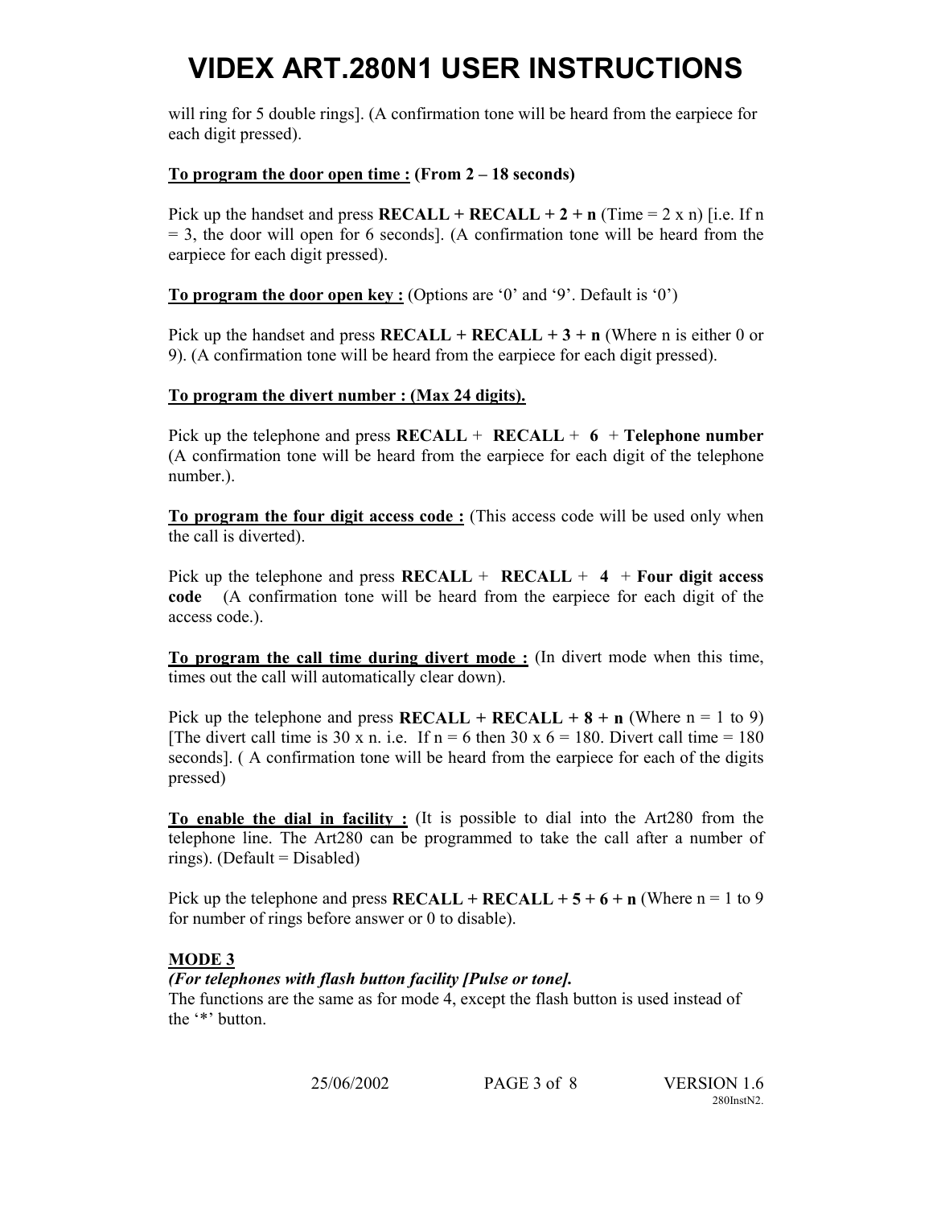will ring for 5 double rings]. (A confirmation tone will be heard from the earpiece for each digit pressed).

**<u>To program the door open time :</u> (From 2 – 18 seconds)**

Pick up the handset and press **RECALL + RECALL + 2 + n** (Time = 2 x n) [i.e. If n = 3, the door will open for 6 seconds]. (A confirmation tone will be heard from the earpiece for each digit pressed).

**<u>To program the door open key :</u>** (Options are '0' and '9'. Default is '0')

Pick up the handset and press **RECALL + RECALL + 3 + n** (Where n is either 0 or 9). (A confirmation tone will be heard from the earpiece for each digit pressed).

**<u>To program the divert number : (Max 24 digits).</u>**

Pick up the telephone and press **RECALL** + **RECALL** + **6** + **Telephone number** (A confirmation tone will be heard from the earpiece for each digit of the telephone number.).

**<u>To program the four digit access code :</u>** (This access code will be used only when the call is diverted).

Pick up the telephone and press **RECALL** + **RECALL** + **4** + **Four digit access code** (A confirmation tone will be heard from the earpiece for each digit of the access code.).

**<u>To program the call time during divert mode :</u>** (In divert mode when this time, times out the call will automatically clear down).

Pick up the telephone and press **RECALL + RECALL + 8 + n** (Where n = 1 to 9) [The divert call time is 30 x n. i.e. If n = 6 then 30 x 6 = 180. Divert call time = 180 seconds]. ( A confirmation tone will be heard from the earpiece for each of the digits pressed)

**<u>To enable the dial in facility :</u>** (It is possible to dial into the Art280 from the telephone line. The Art280 can be programmed to take the call after a number of rings). (Default = Disabled)

Pick up the telephone and press **RECALL + RECALL + 5 + 6 + n** (Where n = 1 to 9 for number of rings before answer or 0 to disable).

**<u>MODE 3</u>**

***(For telephones with flash button facility [Pulse or tone].***

The functions are the same as for mode 4, except the flash button is used instead of the '*' button.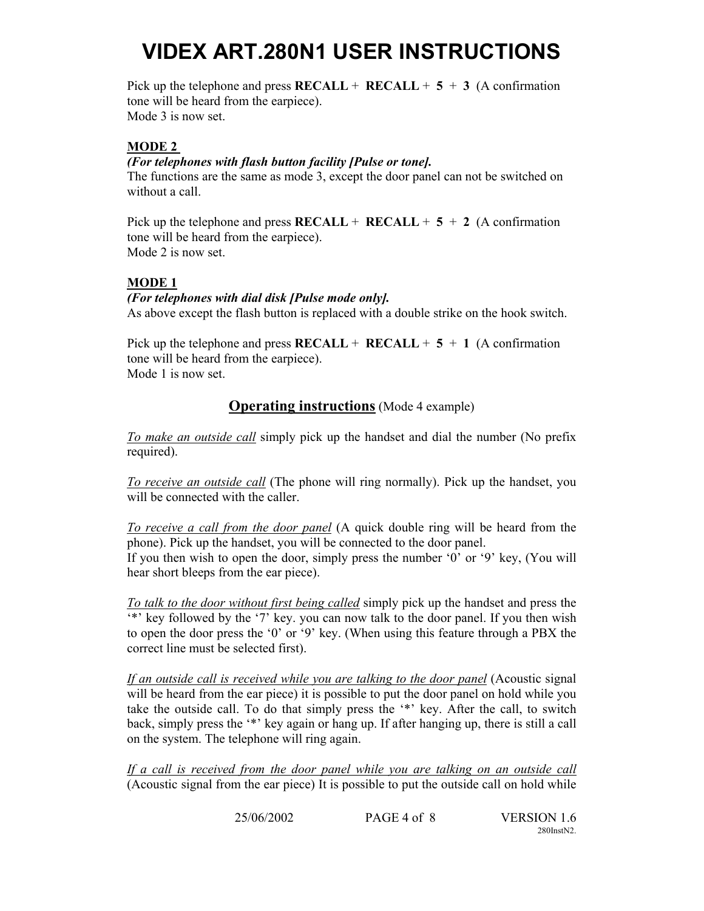# VIDEX ART.280N1 USER INSTRUCTIONS

Pick up the telephone and press **RECALL** + **RECALL** + **5** + **3** (A confirmation tone will be heard from the earpiece).
Mode 3 is now set.

**MODE 2**

***(For telephones with flash button facility [Pulse or tone].***
The functions are the same as mode 3, except the door panel can not be switched on without a call.

Pick up the telephone and press **RECALL** + **RECALL** + **5** + **2** (A confirmation tone will be heard from the earpiece).
Mode 2 is now set.

**MODE 1**

***(For telephones with dial disk [Pulse mode only].***
As above except the flash button is replaced with a double strike on the hook switch.

Pick up the telephone and press **RECALL** + **RECALL** + **5** + **1** (A confirmation tone will be heard from the earpiece).
Mode 1 is now set.

## Operating instructions (Mode 4 example)

*To make an outside call* simply pick up the handset and dial the number (No prefix required).

*To receive an outside call* (The phone will ring normally). Pick up the handset, you will be connected with the caller.

*To receive a call from the door panel* (A quick double ring will be heard from the phone). Pick up the handset, you will be connected to the door panel.
If you then wish to open the door, simply press the number '0' or '9' key, (You will hear short bleeps from the ear piece).

*To talk to the door without first being called* simply pick up the handset and press the '*' key followed by the '7' key. you can now talk to the door panel. If you then wish to open the door press the '0' or '9' key. (When using this feature through a PBX the correct line must be selected first).

*If an outside call is received while you are talking to the door panel* (Acoustic signal will be heard from the ear piece) it is possible to put the door panel on hold while you take the outside call. To do that simply press the '*' key. After the call, to switch back, simply press the '*' key again or hang up. If after hanging up, there is still a call on the system. The telephone will ring again.

*If a call is received from the door panel while you are talking on an outside call* (Acoustic signal from the ear piece) It is possible to put the outside call on hold while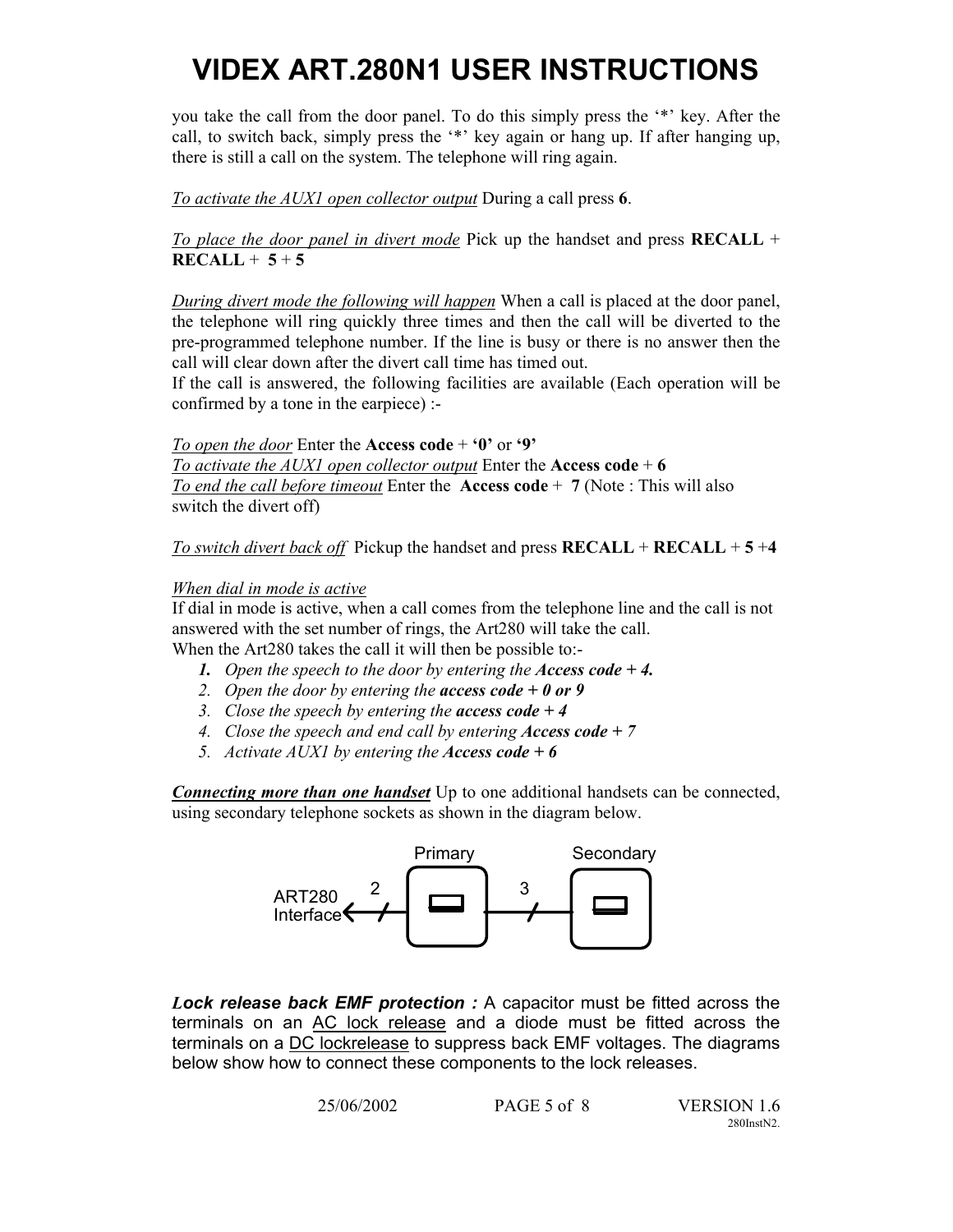you take the call from the door panel. To do this simply press the '*' key. After the call, to switch back, simply press the '*' key again or hang up. If after hanging up, there is still a call on the system. The telephone will ring again.

<u>To activate the AUX1 open collector output</u> During a call press **6**.

<u>To place the door panel in divert mode</u> Pick up the handset and press **RECALL** + **RECALL** + **5** + **5**

<u>During divert mode the following will happen</u> When a call is placed at the door panel, the telephone will ring quickly three times and then the call will be diverted to the pre-programmed telephone number. If the line is busy or there is no answer then the call will clear down after the divert call time has timed out.
If the call is answered, the following facilities are available (Each operation will be confirmed by a tone in the earpiece) :-

<u>To open the door</u> Enter the **Access code** + **'0'** or **'9'**
<u>To activate the AUX1 open collector output</u> Enter the **Access code** + **6**
<u>To end the call before timeout</u> Enter the **Access code** + **7** (Note : This will also switch the divert off)

<u>To switch divert back off</u> Pickup the handset and press **RECALL** + **RECALL** + **5** +**4**

<u>When dial in mode is active</u>
If dial in mode is active, when a call comes from the telephone line and the call is not answered with the set number of rings, the Art280 will take the call.
When the Art280 takes the call it will then be possible to:-

1. *Open the speech to the door by entering the* ***Access code + 4.***
2. *Open the door by entering the* ***access code + 0 or 9***
3. *Close the speech by entering the* ***access code + 4***
4. *Close the speech and end call by entering* ***Access code + 7***
5. *Activate AUX1 by entering the* ***Access code + 6***

***<u>Connecting more than one handset</u>*** Up to one additional handsets can be connected, using secondary telephone sockets as shown in the diagram below.

ART280 Interface — 2 — Primary — 3 — Secondary

***Lock release back EMF protection :*** A capacitor must be fitted across the terminals on an <u>AC lock release</u> and a diode must be fitted across the terminals on a <u>DC lockrelease</u> to suppress back EMF voltages. The diagrams below show how to connect these components to the lock releases.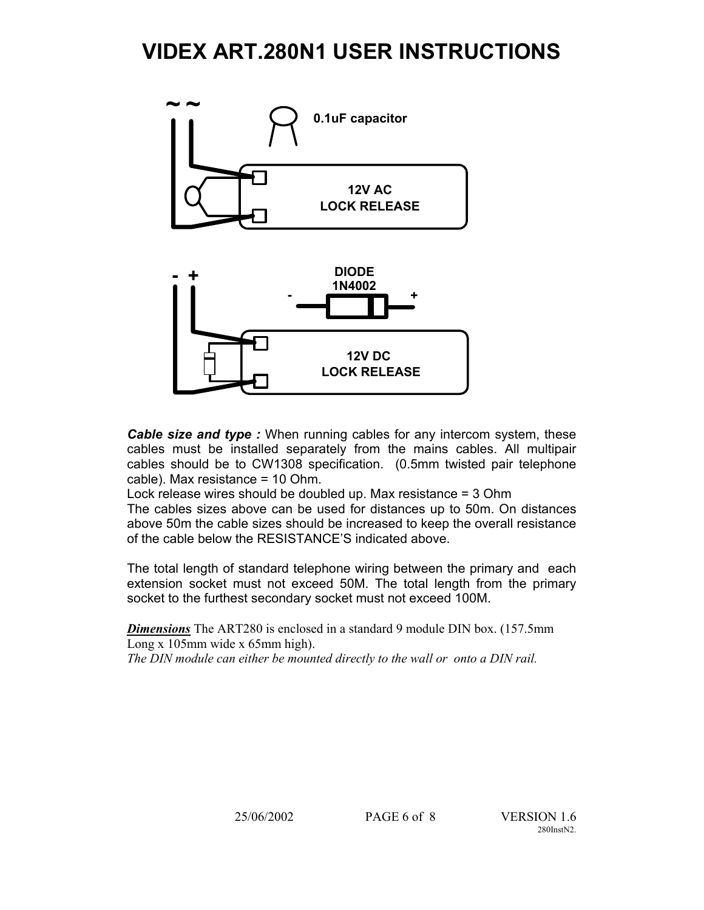# VIDEX ART.280N1 USER INSTRUCTIONS

~ ~

0.1uF capacitor

12V AC
LOCK RELEASE

- +

DIODE
1N4002

- +

12V DC
LOCK RELEASE

***Cable size and type :*** When running cables for any intercom system, these cables must be installed separately from the mains cables. All multipair cables should be to CW1308 specification. (0.5mm twisted pair telephone cable). Max resistance = 10 Ohm.
Lock release wires should be doubled up. Max resistance = 3 Ohm
The cables sizes above can be used for distances up to 50m. On distances above 50m the cable sizes should be increased to keep the overall resistance of the cable below the RESISTANCE'S indicated above.

The total length of standard telephone wiring between the primary and each extension socket must not exceed 50M. The total length from the primary socket to the furthest secondary socket must not exceed 100M.

***Dimensions*** The ART280 is enclosed in a standard 9 module DIN box. (157.5mm Long x 105mm wide x 65mm high).
*The DIN module can either be mounted directly to the wall or onto a DIN rail.*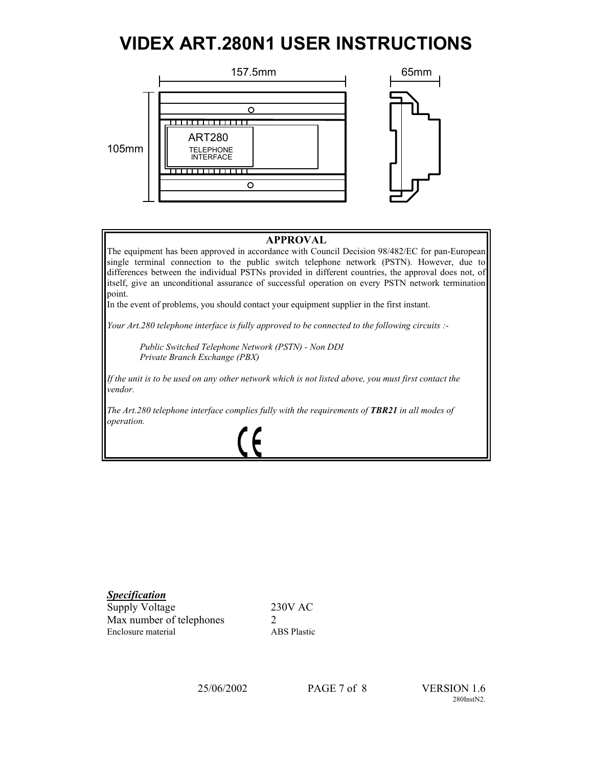# VIDEX ART.280N1 USER INSTRUCTIONS

157.5mm

65mm

105mm

ART280
TELEPHONE
INTERFACE

**APPROVAL**

The equipment has been approved in accordance with Council Decision 98/482/EC for pan-European single terminal connection to the public switch telephone network (PSTN). However, due to differences between the individual PSTNs provided in different countries, the approval does not, of itself, give an unconditional assurance of successful operation on every PSTN network termination point.

In the event of problems, you should contact your equipment supplier in the first instant.

*Your Art.280 telephone interface is fully approved to be connected to the following circuits :-*

*Public Switched Telephone Network (PSTN) - Non DDI*
*Private Branch Exchange (PBX)*

*If the unit is to be used on any other network which is not listed above, you must first contact the vendor.*

*The Art.280 telephone interface complies fully with the requirements of **TBR21** in all modes of operation.*

CE

***Specification***

| | |
|---|---|
| Supply Voltage | 230V AC |
| Max number of telephones | 2 |
| Enclosure material | ABS Plastic |

25/06/2002 VERSION 1.6
280InstN2.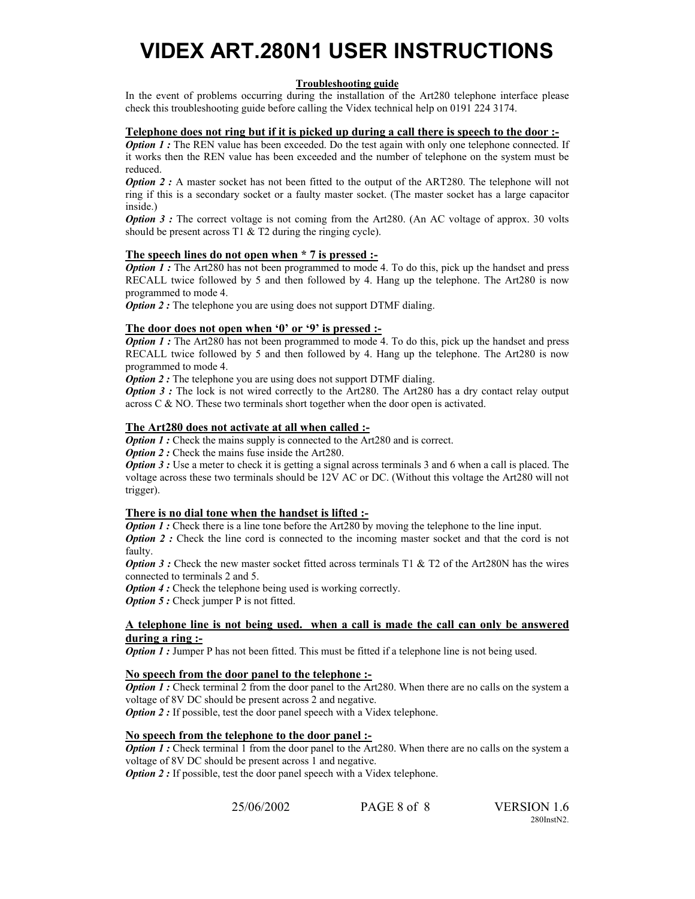# VIDEX ART.280N1 USER INSTRUCTIONS

**Troubleshooting guide**

In the event of problems occurring during the installation of the Art280 telephone interface please check this troubleshooting guide before calling the Videx technical help on 0191 224 3174.

**Telephone does not ring but if it is picked up during a call there is speech to the door :-**

***Option 1 :*** The REN value has been exceeded. Do the test again with only one telephone connected. If it works then the REN value has been exceeded and the number of telephone on the system must be reduced.

***Option 2 :*** A master socket has not been fitted to the output of the ART280. The telephone will not ring if this is a secondary socket or a faulty master socket. (The master socket has a large capacitor inside.)

***Option 3 :*** The correct voltage is not coming from the Art280. (An AC voltage of approx. 30 volts should be present across T1 & T2 during the ringing cycle).

**The speech lines do not open when * 7 is pressed :-**

***Option 1 :*** The Art280 has not been programmed to mode 4. To do this, pick up the handset and press RECALL twice followed by 5 and then followed by 4. Hang up the telephone. The Art280 is now programmed to mode 4.

***Option 2 :*** The telephone you are using does not support DTMF dialing.

**The door does not open when '0' or '9' is pressed :-**

***Option 1 :*** The Art280 has not been programmed to mode 4. To do this, pick up the handset and press RECALL twice followed by 5 and then followed by 4. Hang up the telephone. The Art280 is now programmed to mode 4.

***Option 2 :*** The telephone you are using does not support DTMF dialing.

***Option 3 :*** The lock is not wired correctly to the Art280. The Art280 has a dry contact relay output across C & NO. These two terminals short together when the door open is activated.

**The Art280 does not activate at all when called :-**

***Option 1 :*** Check the mains supply is connected to the Art280 and is correct.

***Option 2 :*** Check the mains fuse inside the Art280.

***Option 3 :*** Use a meter to check it is getting a signal across terminals 3 and 6 when a call is placed. The voltage across these two terminals should be 12V AC or DC. (Without this voltage the Art280 will not trigger).

**There is no dial tone when the handset is lifted :-**

***Option 1 :*** Check there is a line tone before the Art280 by moving the telephone to the line input.

***Option 2 :*** Check the line cord is connected to the incoming master socket and that the cord is not faulty.

***Option 3 :*** Check the new master socket fitted across terminals T1 & T2 of the Art280N has the wires connected to terminals 2 and 5.

***Option 4 :*** Check the telephone being used is working correctly.

***Option 5 :*** Check jumper P is not fitted.

**A telephone line is not being used. when a call is made the call can only be answered during a ring :-**

***Option 1 :*** Jumper P has not been fitted. This must be fitted if a telephone line is not being used.

**No speech from the door panel to the telephone :-**

***Option 1 :*** Check terminal 2 from the door panel to the Art280. When there are no calls on the system a voltage of 8V DC should be present across 2 and negative.

***Option 2 :*** If possible, test the door panel speech with a Videx telephone.

**No speech from the telephone to the door panel :-**

***Option 1 :*** Check terminal 1 from the door panel to the Art280. When there are no calls on the system a voltage of 8V DC should be present across 1 and negative.

***Option 2 :*** If possible, test the door panel speech with a Videx telephone.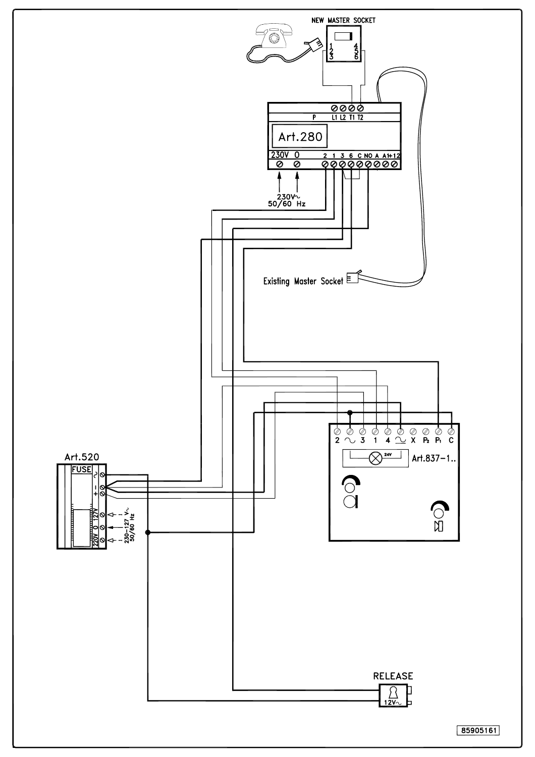NEW MASTER SOCKET

1 4
2 5
3 6

P L1 L2 T1 T2

Art.280

230V 0 2 1 3 6 C NO A A1+12

230V~
50/60 Hz

Existing Master Socket

Art.520

FUSE

~
-
+

127V
0
220V

230-127 V~
50/60 Hz

2 ~ 3 1 4 ~ X P2 P1 C

24V

Art.837-1..

RELEASE

12V~

85905161